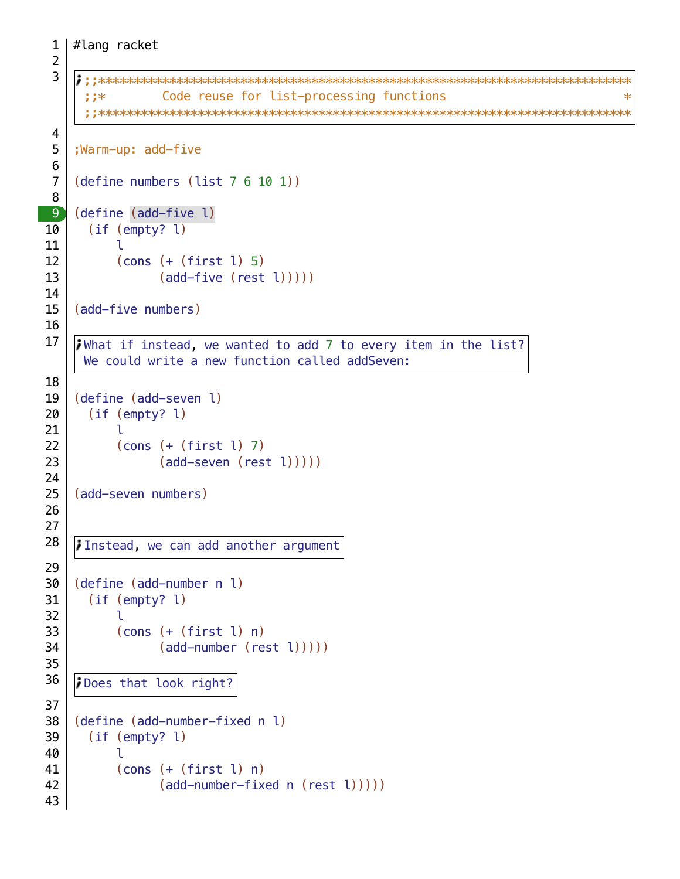```racket
#lang racket

;;***************************************************************************
;;*        Code reuse for list-processing functions                         *
;;***************************************************************************

;Warm-up: add-five

(define numbers (list 7 6 10 1))

(define (add-five l)
  (if (empty? l)
      l
      (cons (+ (first l) 5)
            (add-five (rest l)))))

(add-five numbers)

;What if instead, we wanted to add 7 to every item in the list?
; We could write a new function called addSeven:

(define (add-seven l)
  (if (empty? l)
      l
      (cons (+ (first l) 7)
            (add-seven (rest l)))))

(add-seven numbers)


;Instead, we can add another argument

(define (add-number n l)
  (if (empty? l)
      l
      (cons (+ (first l) n)
            (add-number (rest l)))))

;Does that look right?

(define (add-number-fixed n l)
  (if (empty? l)
      l
      (cons (+ (first l) n)
            (add-number-fixed n (rest l)))))

```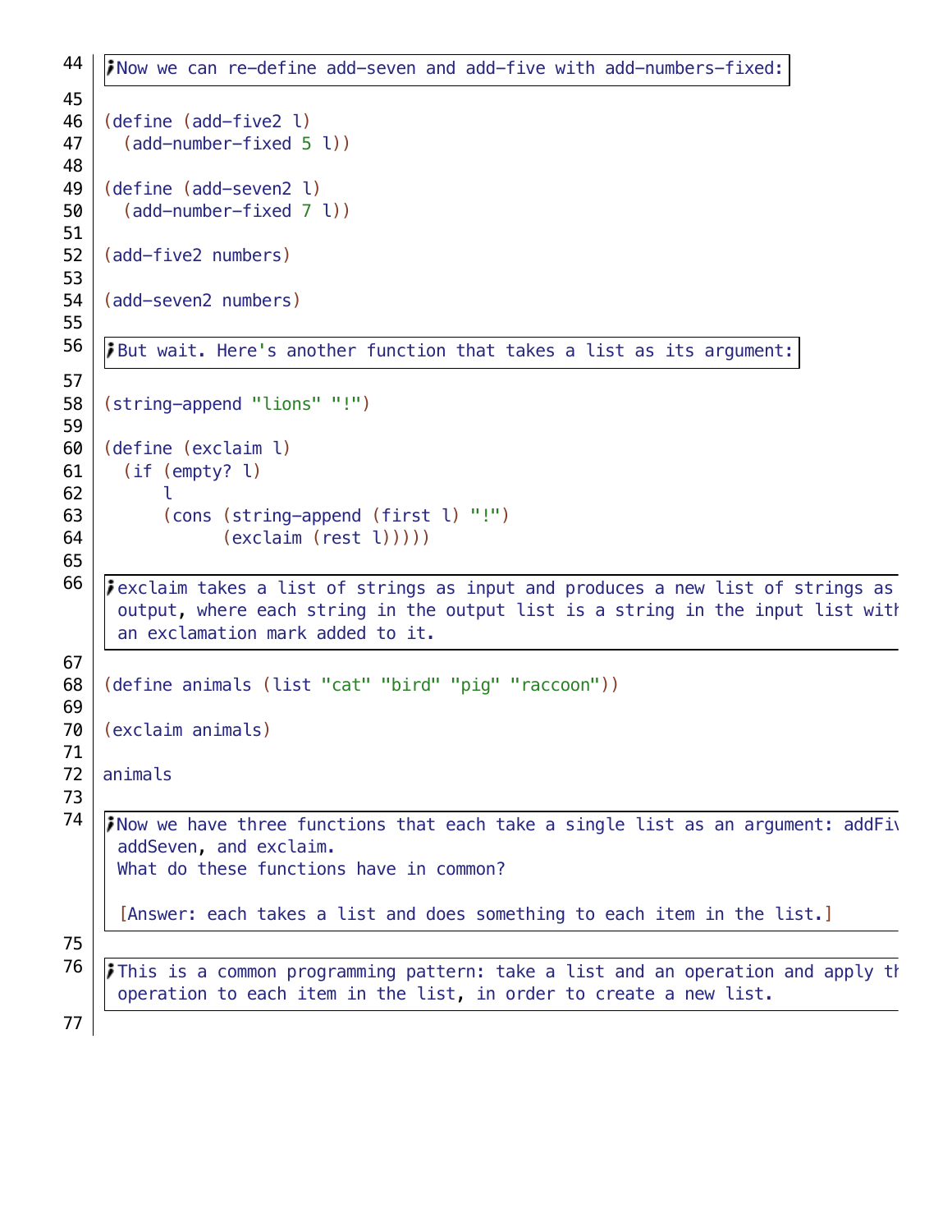Now we can re-define add-seven and add-five with add-numbers-fixed:

```
(define (add-five2 l)
  (add-number-fixed 5 l))

(define (add-seven2 l)
  (add-number-fixed 7 l))

(add-five2 numbers)

(add-seven2 numbers)
```

But wait. Here's another function that takes a list as its argument:

```
(string-append "lions" "!")

(define (exclaim l)
  (if (empty? l)
      l
      (cons (string-append (first l) "!")
            (exclaim (rest l)))))
```

exclaim takes a list of strings as input and produces a new list of strings as output, where each string in the output list is a string in the input list with an exclamation mark added to it.

```
(define animals (list "cat" "bird" "pig" "raccoon"))

(exclaim animals)

animals
```

Now we have three functions that each take a single list as an argument: addFive, addSeven, and exclaim.
What do these functions have in common?

[Answer: each takes a list and does something to each item in the list.]

This is a common programming pattern: take a list and an operation and apply the operation to each item in the list, in order to create a new list.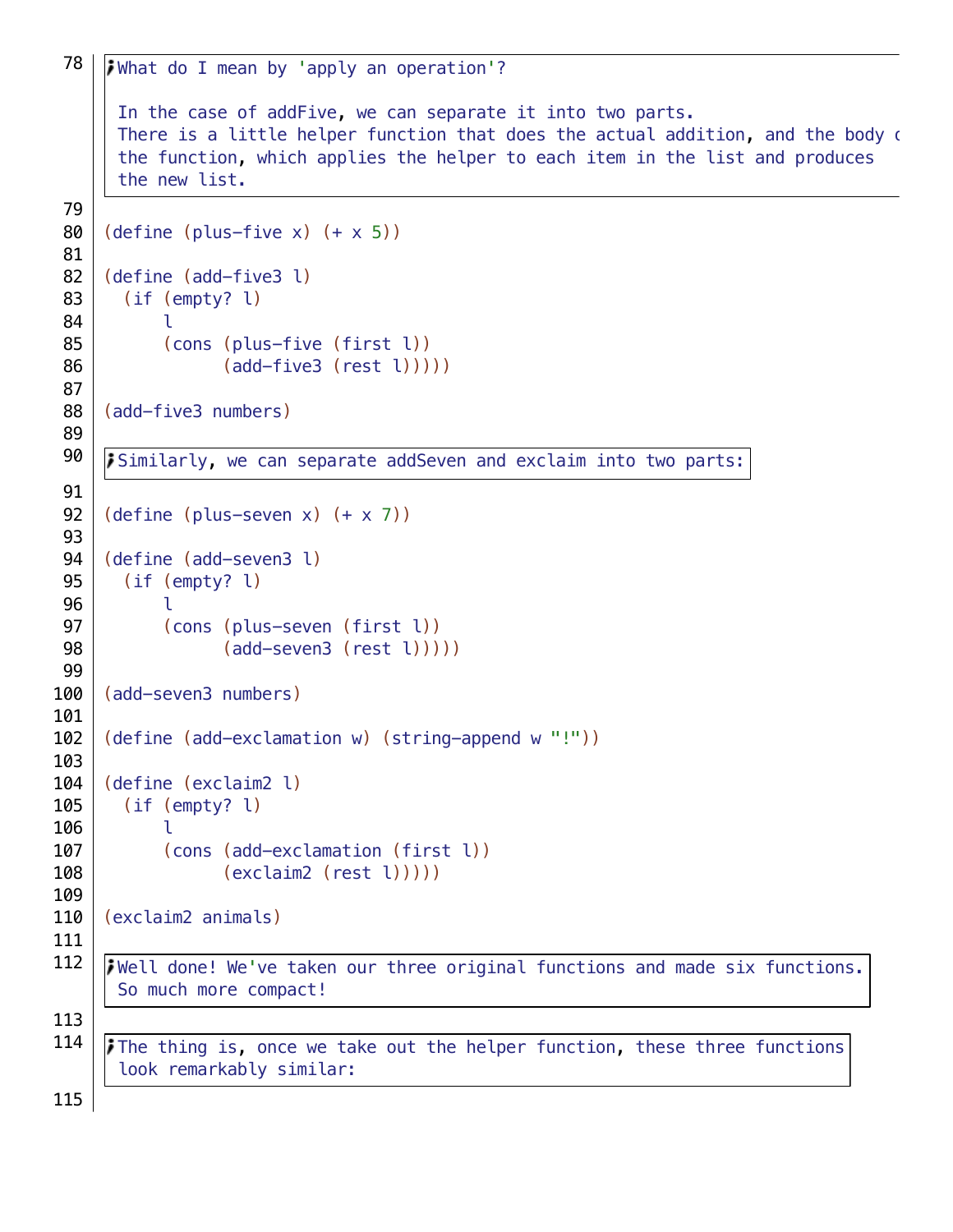What do I mean by 'apply an operation'?

In the case of addFive, we can separate it into two parts.
There is a little helper function that does the actual addition, and the body of
the function, which applies the helper to each item in the list and produces
the new list.

```
(define (plus-five x) (+ x 5))

(define (add-five3 l)
  (if (empty? l)
      l
      (cons (plus-five (first l))
            (add-five3 (rest l)))))

(add-five3 numbers)
```

Similarly, we can separate addSeven and exclaim into two parts:

```
(define (plus-seven x) (+ x 7))

(define (add-seven3 l)
  (if (empty? l)
      l
      (cons (plus-seven (first l))
            (add-seven3 (rest l)))))

(add-seven3 numbers)

(define (add-exclamation w) (string-append w "!"))

(define (exclaim2 l)
  (if (empty? l)
      l
      (cons (add-exclamation (first l))
            (exclaim2 (rest l)))))

(exclaim2 animals)
```

Well done! We've taken our three original functions and made six functions.
So much more compact!

The thing is, once we take out the helper function, these three functions
look remarkably similar: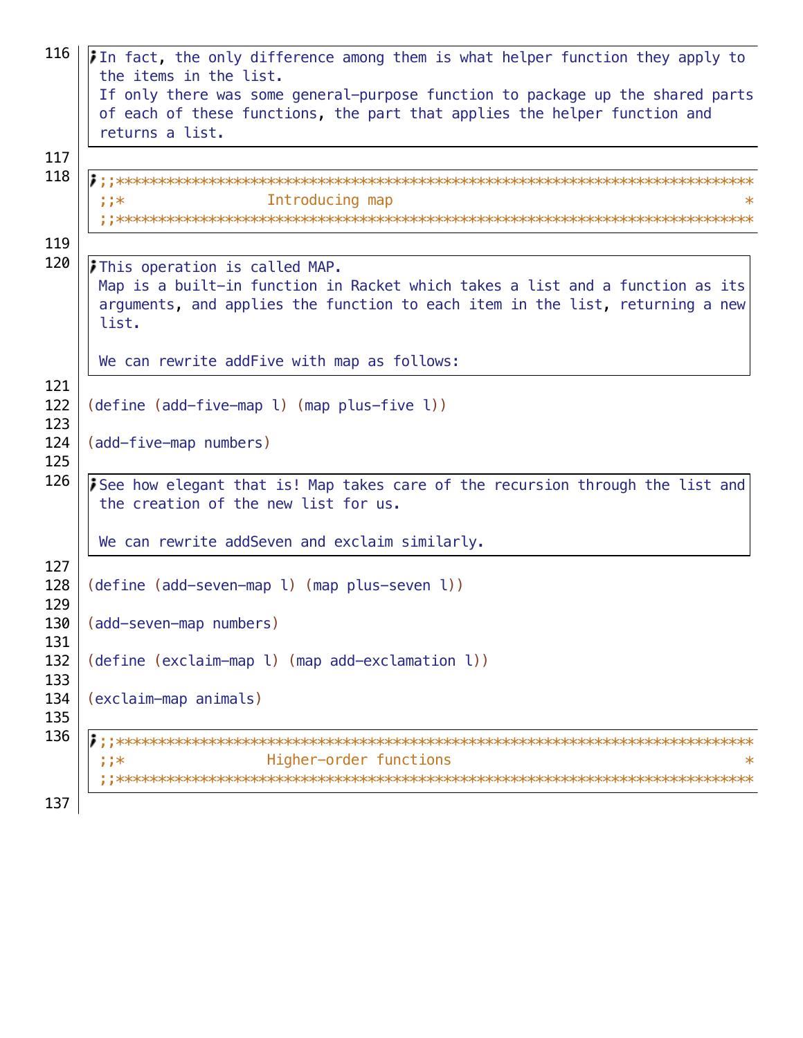In fact, the only difference among them is what helper function they apply to the items in the list.
If only there was some general-purpose function to package up the shared parts of each of these functions, the part that applies the helper function and returns a list.

```
;;***************************************************************************
;;*                 Introducing map                                         *
;;***************************************************************************
```

This operation is called MAP.
Map is a built-in function in Racket which takes a list and a function as its arguments, and applies the function to each item in the list, returning a new list.

We can rewrite addFive with map as follows:

```
(define (add-five-map l) (map plus-five l))

(add-five-map numbers)
```

See how elegant that is! Map takes care of the recursion through the list and the creation of the new list for us.

We can rewrite addSeven and exclaim similarly.

```
(define (add-seven-map l) (map plus-seven l))

(add-seven-map numbers)

(define (exclaim-map l) (map add-exclamation l))

(exclaim-map animals)
```

```
;;***************************************************************************
;;*                 Higher-order functions                                  *
;;***************************************************************************
```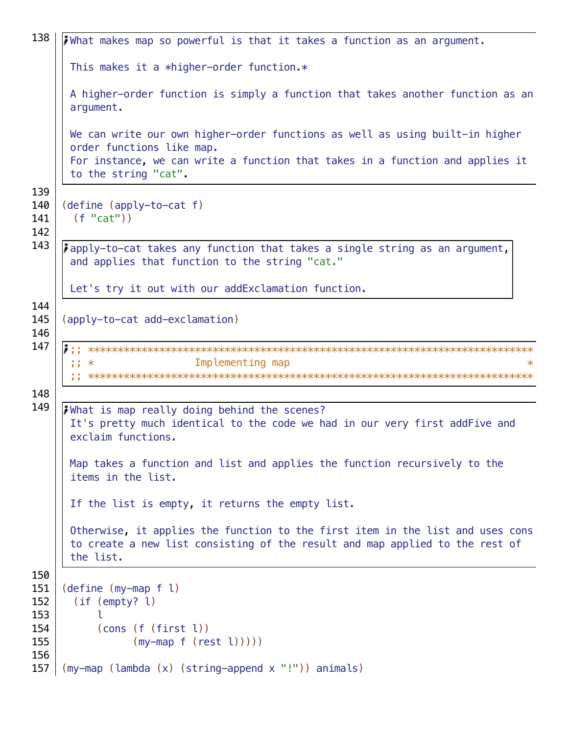What makes map so powerful is that it takes a function as an argument.

This makes it a *higher-order function.*

A higher-order function is simply a function that takes another function as an argument.

We can write our own higher-order functions as well as using built-in higher order functions like map.
For instance, we can write a function that takes in a function and applies it to the string "cat".

```
(define (apply-to-cat f)
  (f "cat"))
```

apply-to-cat takes any function that takes a single string as an argument, and applies that function to the string "cat."

Let's try it out with our addExclamation function.

```
(apply-to-cat add-exclamation)
```

```
;; ******************************************************************************
;; *                    Implementing map                                        *
;; ******************************************************************************
```

## Implementing map

What is map really doing behind the scenes?
It's pretty much identical to the code we had in our very first addFive and exclaim functions.

Map takes a function and list and applies the function recursively to the items in the list.

If the list is empty, it returns the empty list.

Otherwise, it applies the function to the first item in the list and uses cons to create a new list consisting of the result and map applied to the rest of the list.

```
(define (my-map f l)
  (if (empty? l)
      l
      (cons (f (first l))
            (my-map f (rest l)))))

(my-map (lambda (x) (string-append x "!")) animals)
```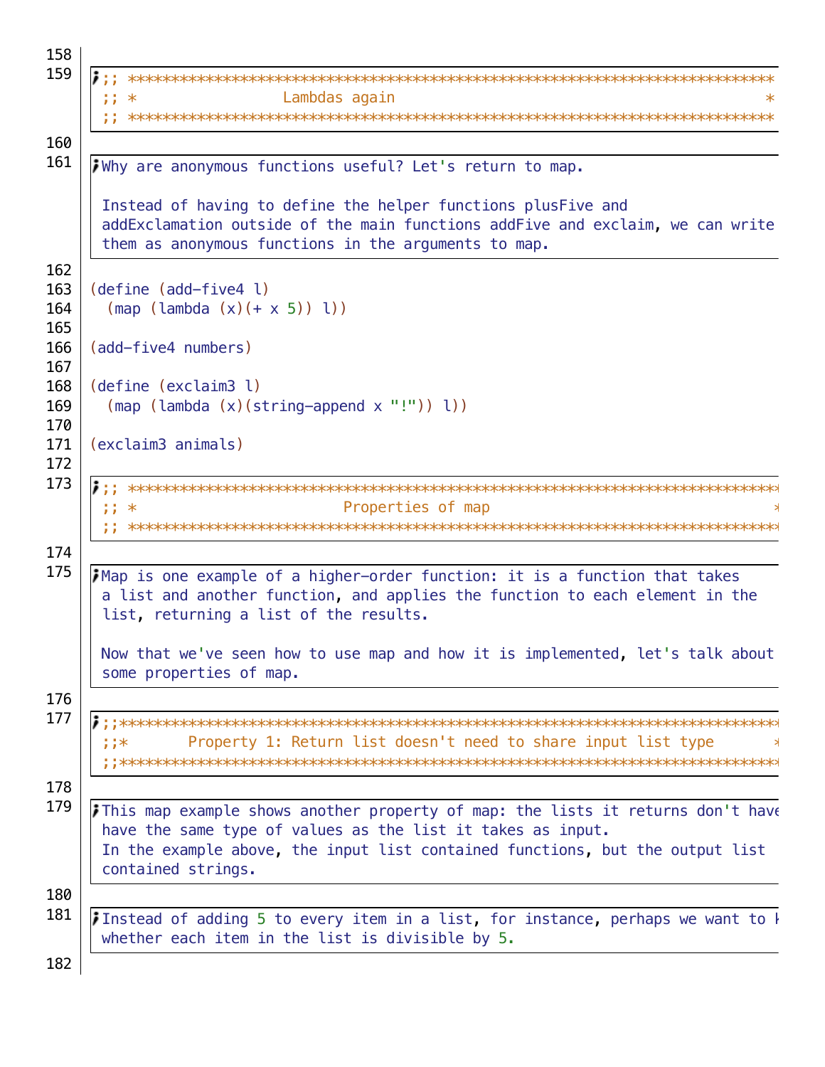```
;; ******************************************************************************
;; *                    Lambdas again                                           *
;; ******************************************************************************
```

Why are anonymous functions useful? Let's return to map.

Instead of having to define the helper functions plusFive and addExclamation outside of the main functions addFive and exclaim, we can write them as anonymous functions in the arguments to map.

```
(define (add-five4 l)
  (map (lambda (x)(+ x 5)) l))

(add-five4 numbers)

(define (exclaim3 l)
  (map (lambda (x)(string-append x "!")) l))

(exclaim3 animals)
```

```
;; ******************************************************************************
;; *                              Properties of map                             *
;; ******************************************************************************
```

Map is one example of a higher-order function: it is a function that takes a list and another function, and applies the function to each element in the list, returning a list of the results.

Now that we've seen how to use map and how it is implemented, let's talk about some properties of map.

```
;;******************************************************************************
;;*       Property 1: Return list doesn't need to share input list type        *
;;******************************************************************************
```

This map example shows another property of map: the lists it returns don't have
have the same type of values as the list it takes as input.
In the example above, the input list contained functions, but the output list contained strings.

Instead of adding 5 to every item in a list, for instance, perhaps we want to k
whether each item in the list is divisible by 5.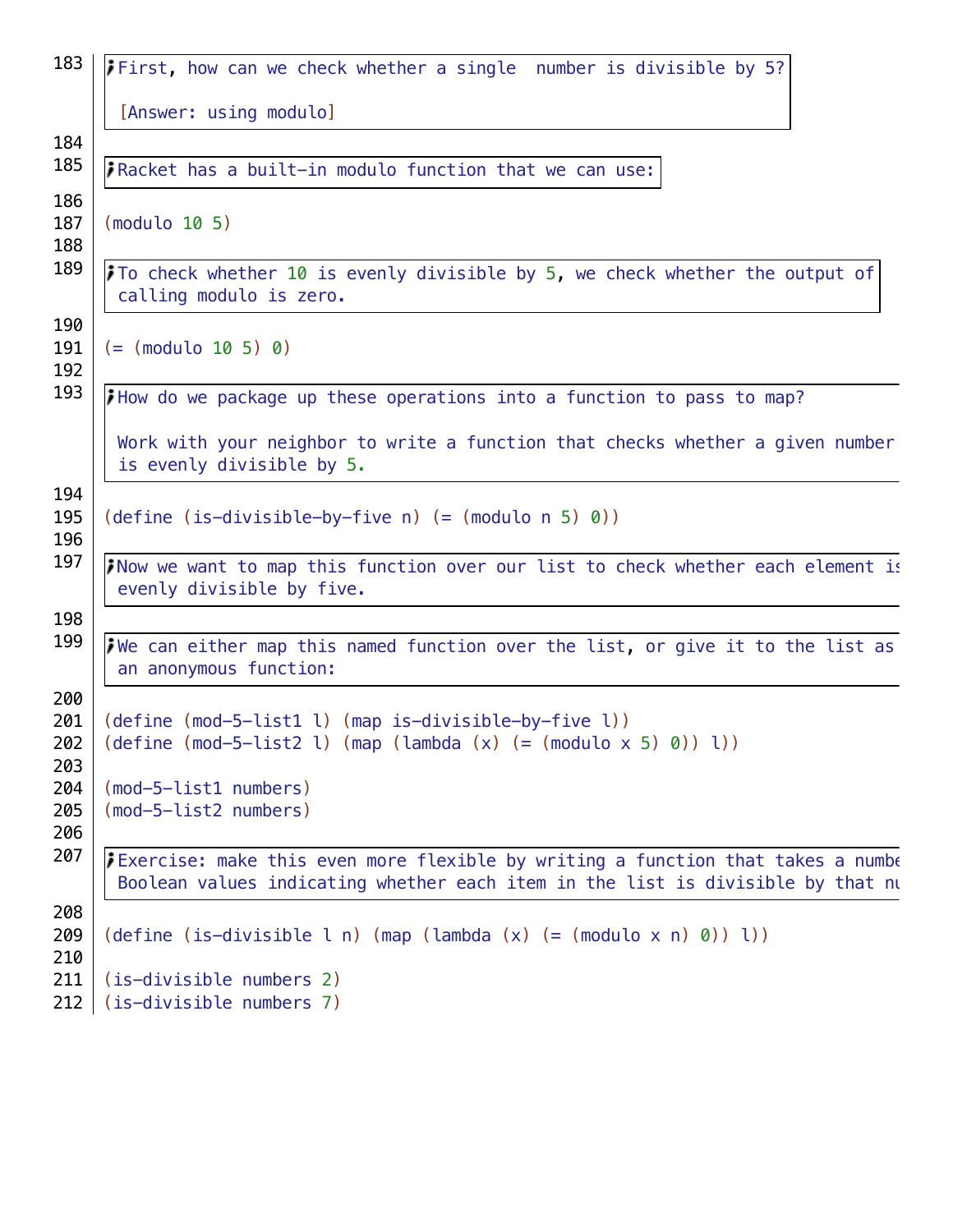```racket
183  ;First, how can we check whether a single  number is divisible by 5?

      [Answer: using modulo]
184
185  ;Racket has a built-in modulo function that we can use:
186
187  (modulo 10 5)
188
189  ;To check whether 10 is evenly divisible by 5, we check whether the output of
      calling modulo is zero.
190
191  (= (modulo 10 5) 0)
192
193  ;How do we package up these operations into a function to pass to map?

      Work with your neighbor to write a function that checks whether a given number
      is evenly divisible by 5.
194
195  (define (is-divisible-by-five n) (= (modulo n 5) 0))
196
197  ;Now we want to map this function over our list to check whether each element is
      evenly divisible by five.
198
199  ;We can either map this named function over the list, or give it to the list as
      an anonymous function:
200
201  (define (mod-5-list1 l) (map is-divisible-by-five l))
202  (define (mod-5-list2 l) (map (lambda (x) (= (modulo x 5) 0)) l))
203
204  (mod-5-list1 numbers)
205  (mod-5-list2 numbers)
206
207  ;Exercise: make this even more flexible by writing a function that takes a numbe
      Boolean values indicating whether each item in the list is divisible by that nu
208
209  (define (is-divisible l n) (map (lambda (x) (= (modulo x n) 0)) l))
210
211  (is-divisible numbers 2)
212  (is-divisible numbers 7)
```